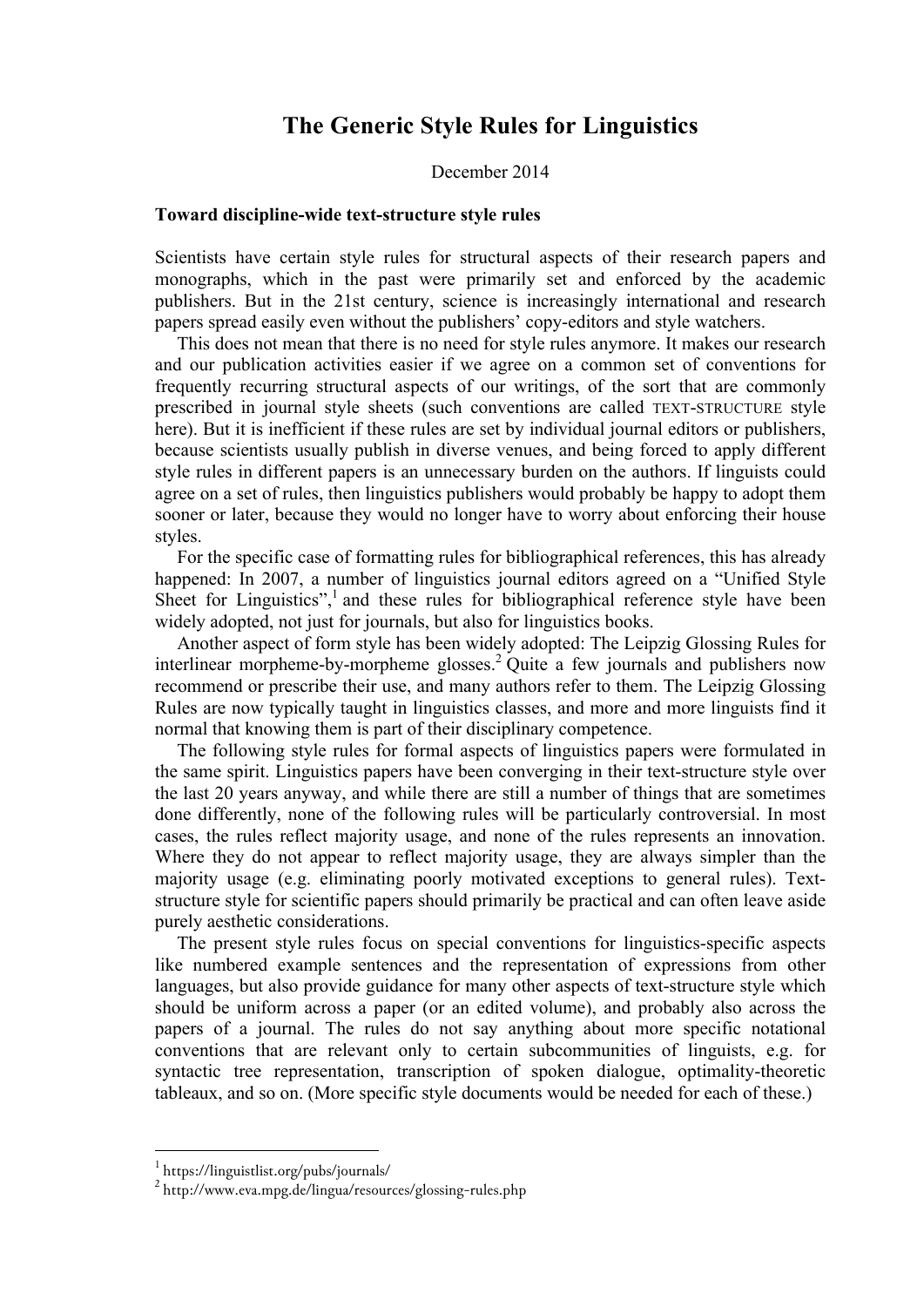# The Generic Style Rules for Linguistics

December 2014

### Toward discipline-wide text-structure style rules

Scientists have certain style rules for structural aspects of their research papers and monographs, which in the past were primarily set and enforced by the academic publishers. But in the 21st century, science is increasingly international and research papers spread easily even without the publishers' copy-editors and style watchers.

This does not mean that there is no need for style rules anymore. It makes our research and our publication activities easier if we agree on a common set of conventions for frequently recurring structural aspects of our writings, of the sort that are commonly prescribed in journal style sheets (such conventions are called TEXT-STRUCTURE style here). But it is inefficient if these rules are set by individual journal editors or publishers, because scientists usually publish in diverse venues, and being forced to apply different style rules in different papers is an unnecessary burden on the authors. If linguists could agree on a set of rules, then linguistics publishers would probably be happy to adopt them sooner or later, because they would no longer have to worry about enforcing their house styles.

For the specific case of formatting rules for bibliographical references, this has already happened: In 2007, a number of linguistics journal editors agreed on a "Unified Style Sheet for Linguistics",[1] and these rules for bibliographical reference style have been widely adopted, not just for journals, but also for linguistics books.

Another aspect of form style has been widely adopted: The Leipzig Glossing Rules for interlinear morpheme-by-morpheme glosses.[2] Quite a few journals and publishers now recommend or prescribe their use, and many authors refer to them. The Leipzig Glossing Rules are now typically taught in linguistics classes, and more and more linguists find it normal that knowing them is part of their disciplinary competence.

The following style rules for formal aspects of linguistics papers were formulated in the same spirit. Linguistics papers have been converging in their text-structure style over the last 20 years anyway, and while there are still a number of things that are sometimes done differently, none of the following rules will be particularly controversial. In most cases, the rules reflect majority usage, and none of the rules represents an innovation. Where they do not appear to reflect majority usage, they are always simpler than the majority usage (e.g. eliminating poorly motivated exceptions to general rules). Text-structure style for scientific papers should primarily be practical and can often leave aside purely aesthetic considerations.

The present style rules focus on special conventions for linguistics-specific aspects like numbered example sentences and the representation of expressions from other languages, but also provide guidance for many other aspects of text-structure style which should be uniform across a paper (or an edited volume), and probably also across the papers of a journal. The rules do not say anything about more specific notational conventions that are relevant only to certain subcommunities of linguists, e.g. for syntactic tree representation, transcription of spoken dialogue, optimality-theoretic tableaux, and so on. (More specific style documents would be needed for each of these.)

---

[1] https://linguistlist.org/pubs/journals/

[2] http://www.eva.mpg.de/lingua/resources/glossing-rules.php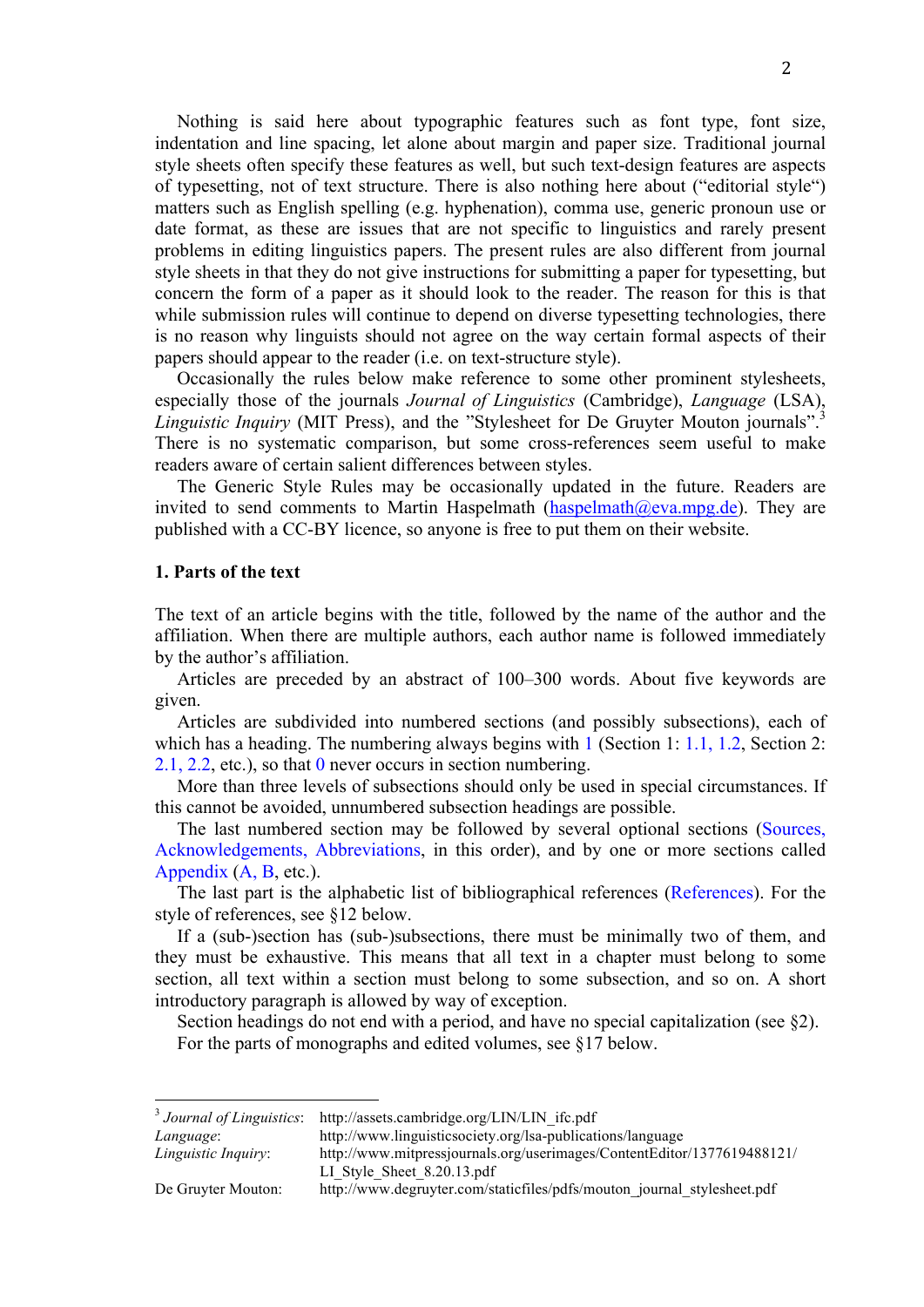Nothing is said here about typographic features such as font type, font size, indentation and line spacing, let alone about margin and paper size. Traditional journal style sheets often specify these features as well, but such text-design features are aspects of typesetting, not of text structure. There is also nothing here about ("editorial style") matters such as English spelling (e.g. hyphenation), comma use, generic pronoun use or date format, as these are issues that are not specific to linguistics and rarely present problems in editing linguistics papers. The present rules are also different from journal style sheets in that they do not give instructions for submitting a paper for typesetting, but concern the form of a paper as it should look to the reader. The reason for this is that while submission rules will continue to depend on diverse typesetting technologies, there is no reason why linguists should not agree on the way certain formal aspects of their papers should appear to the reader (i.e. on text-structure style).

Occasionally the rules below make reference to some other prominent stylesheets, especially those of the journals *Journal of Linguistics* (Cambridge), *Language* (LSA), *Linguistic Inquiry* (MIT Press), and the "Stylesheet for De Gruyter Mouton journals".[3] There is no systematic comparison, but some cross-references seem useful to make readers aware of certain salient differences between styles.

The Generic Style Rules may be occasionally updated in the future. Readers are invited to send comments to Martin Haspelmath (haspelmath@eva.mpg.de). They are published with a CC-BY licence, so anyone is free to put them on their website.

**1. Parts of the text**

The text of an article begins with the title, followed by the name of the author and the affiliation. When there are multiple authors, each author name is followed immediately by the author's affiliation.

Articles are preceded by an abstract of 100–300 words. About five keywords are given.

Articles are subdivided into numbered sections (and possibly subsections), each of which has a heading. The numbering always begins with 1 (Section 1: 1.1, 1.2, Section 2: 2.1, 2.2, etc.), so that 0 never occurs in section numbering.

More than three levels of subsections should only be used in special circumstances. If this cannot be avoided, unnumbered subsection headings are possible.

The last numbered section may be followed by several optional sections (Sources, Acknowledgements, Abbreviations, in this order), and by one or more sections called Appendix (A, B, etc.).

The last part is the alphabetic list of bibliographical references (References). For the style of references, see §12 below.

If a (sub-)section has (sub-)subsections, there must be minimally two of them, and they must be exhaustive. This means that all text in a chapter must belong to some section, all text within a section must belong to some subsection, and so on. A short introductory paragraph is allowed by way of exception.

Section headings do not end with a period, and have no special capitalization (see §2).

For the parts of monographs and edited volumes, see §17 below.

---

[3] *Journal of Linguistics*: http://assets.cambridge.org/LIN/LIN_ifc.pdf
*Language*: http://www.linguisticsociety.org/lsa-publications/language
*Linguistic Inquiry*: http://www.mitpressjournals.org/userimages/ContentEditor/1377619488121/LI_Style_Sheet_8.20.13.pdf
De Gruyter Mouton: http://www.degruyter.com/staticfiles/pdfs/mouton_journal_stylesheet.pdf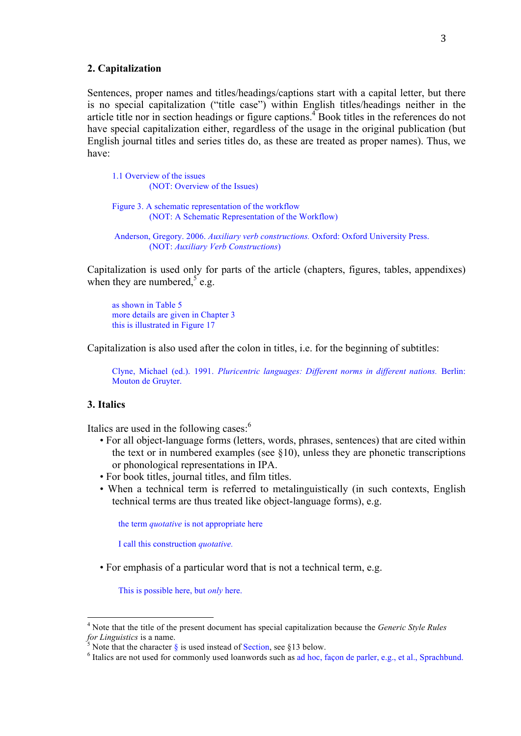## 2. Capitalization

Sentences, proper names and titles/headings/captions start with a capital letter, but there is no special capitalization ("title case") within English titles/headings neither in the article title nor in section headings or figure captions.[4] Book titles in the references do not have special capitalization either, regardless of the usage in the original publication (but English journal titles and series titles do, as these are treated as proper names). Thus, we have:

> 1.1 Overview of the issues
> (NOT: Overview of the Issues)
>
> Figure 3. A schematic representation of the workflow
> (NOT: A Schematic Representation of the Workflow)
>
> Anderson, Gregory. 2006. *Auxiliary verb constructions.* Oxford: Oxford University Press.
> (NOT: *Auxiliary Verb Constructions*)

Capitalization is used only for parts of the article (chapters, figures, tables, appendixes) when they are numbered,[5] e.g.

> as shown in Table 5
> more details are given in Chapter 3
> this is illustrated in Figure 17

Capitalization is also used after the colon in titles, i.e. for the beginning of subtitles:

> Clyne, Michael (ed.). 1991. *Pluricentric languages: Different norms in different nations.* Berlin: Mouton de Gruyter.

## 3. Italics

Italics are used in the following cases:[6]

- For all object-language forms (letters, words, phrases, sentences) that are cited within the text or in numbered examples (see §10), unless they are phonetic transcriptions or phonological representations in IPA.
- For book titles, journal titles, and film titles.
- When a technical term is referred to metalinguistically (in such contexts, English technical terms are thus treated like object-language forms), e.g.

  > the term *quotative* is not appropriate here
  >
  > I call this construction *quotative.*

- For emphasis of a particular word that is not a technical term, e.g.

  > This is possible here, but *only* here.

---

[4] Note that the title of the present document has special capitalization because the *Generic Style Rules for Linguistics* is a name.

[5] Note that the character § is used instead of Section, see §13 below.

[6] Italics are not used for commonly used loanwords such as ad hoc, façon de parler, e.g., et al., Sprachbund.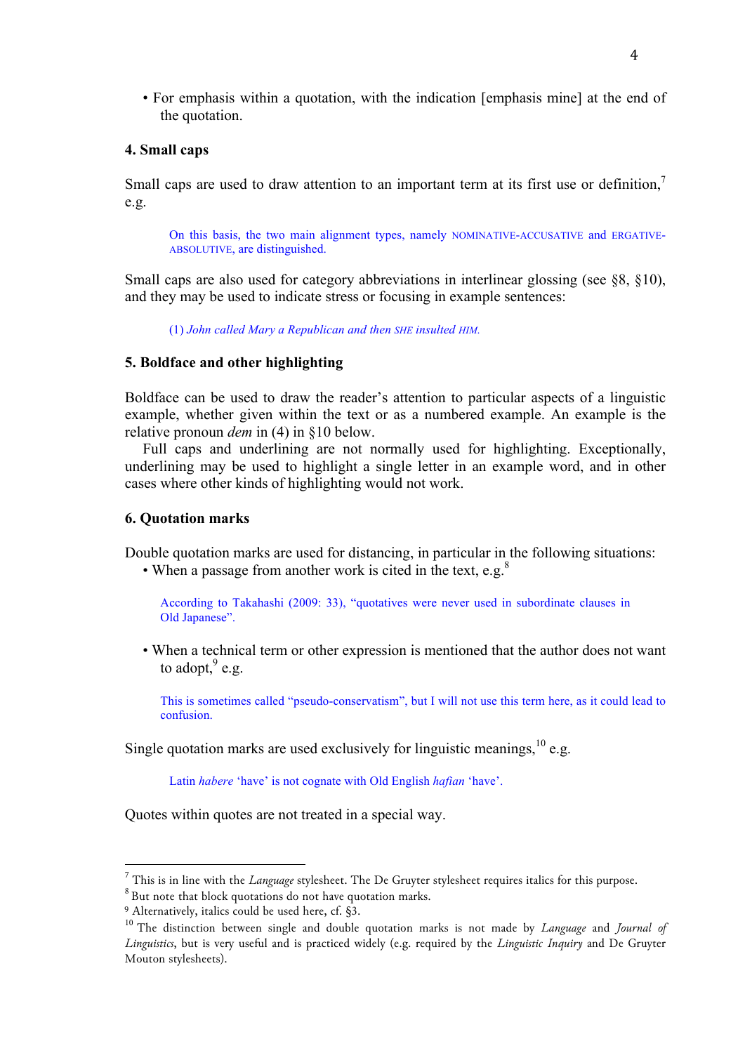• For emphasis within a quotation, with the indication [emphasis mine] at the end of the quotation.

### 4. Small caps

Small caps are used to draw attention to an important term at its first use or definition,[7] e.g.

> On this basis, the two main alignment types, namely NOMINATIVE-ACCUSATIVE and ERGATIVE-ABSOLUTIVE, are distinguished.

Small caps are also used for category abbreviations in interlinear glossing (see §8, §10), and they may be used to indicate stress or focusing in example sentences:

> (1) *John called Mary a Republican and then SHE insulted HIM.*

### 5. Boldface and other highlighting

Boldface can be used to draw the reader's attention to particular aspects of a linguistic example, whether given within the text or as a numbered example. An example is the relative pronoun *dem* in (4) in §10 below.

Full caps and underlining are not normally used for highlighting. Exceptionally, underlining may be used to highlight a single letter in an example word, and in other cases where other kinds of highlighting would not work.

### 6. Quotation marks

Double quotation marks are used for distancing, in particular in the following situations:

• When a passage from another work is cited in the text, e.g.[8]

> According to Takahashi (2009: 33), "quotatives were never used in subordinate clauses in Old Japanese".

• When a technical term or other expression is mentioned that the author does not want to adopt,[9] e.g.

> This is sometimes called "pseudo-conservatism", but I will not use this term here, as it could lead to confusion.

Single quotation marks are used exclusively for linguistic meanings,[10] e.g.

> Latin *habere* 'have' is not cognate with Old English *hafian* 'have'.

Quotes within quotes are not treated in a special way.

---

[7] This is in line with the *Language* stylesheet. The De Gruyter stylesheet requires italics for this purpose.

[8] But note that block quotations do not have quotation marks.

[9] Alternatively, italics could be used here, cf. §3.

[10] The distinction between single and double quotation marks is not made by *Language* and *Journal of Linguistics*, but is very useful and is practiced widely (e.g. required by the *Linguistic Inquiry* and De Gruyter Mouton stylesheets).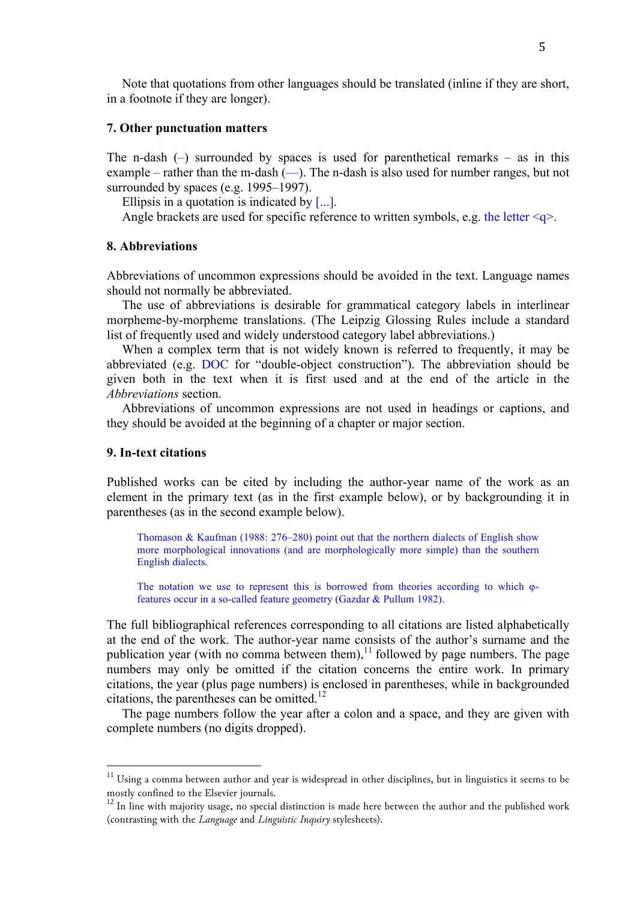Note that quotations from other languages should be translated (inline if they are short, in a footnote if they are longer).

### 7. Other punctuation matters

The n-dash (–) surrounded by spaces is used for parenthetical remarks – as in this example – rather than the m-dash (—). The n-dash is also used for number ranges, but not surrounded by spaces (e.g. 1995–1997).

Ellipsis in a quotation is indicated by [...].

Angle brackets are used for specific reference to written symbols, e.g. the letter <q>.

### 8. Abbreviations

Abbreviations of uncommon expressions should be avoided in the text. Language names should not normally be abbreviated.

The use of abbreviations is desirable for grammatical category labels in interlinear morpheme-by-morpheme translations. (The Leipzig Glossing Rules include a standard list of frequently used and widely understood category label abbreviations.)

When a complex term that is not widely known is referred to frequently, it may be abbreviated (e.g. DOC for "double-object construction"). The abbreviation should be given both in the text when it is first used and at the end of the article in the *Abbreviations* section.

Abbreviations of uncommon expressions are not used in headings or captions, and they should be avoided at the beginning of a chapter or major section.

### 9. In-text citations

Published works can be cited by including the author-year name of the work as an element in the primary text (as in the first example below), or by backgrounding it in parentheses (as in the second example below).

> Thomason & Kaufman (1988: 276–280) point out that the northern dialects of English show more morphological innovations (and are morphologically more simple) than the southern English dialects.

> The notation we use to represent this is borrowed from theories according to which φ-features occur in a so-called feature geometry (Gazdar & Pullum 1982).

The full bibliographical references corresponding to all citations are listed alphabetically at the end of the work. The author-year name consists of the author's surname and the publication year (with no comma between them),[11] followed by page numbers. The page numbers may only be omitted if the citation concerns the entire work. In primary citations, the year (plus page numbers) is enclosed in parentheses, while in backgrounded citations, the parentheses can be omitted.[12]

The page numbers follow the year after a colon and a space, and they are given with complete numbers (no digits dropped).

---

[11] Using a comma between author and year is widespread in other disciplines, but in linguistics it seems to be mostly confined to the Elsevier journals.

[12] In line with majority usage, no special distinction is made here between the author and the published work (contrasting with the *Language* and *Linguistic Inquiry* stylesheets).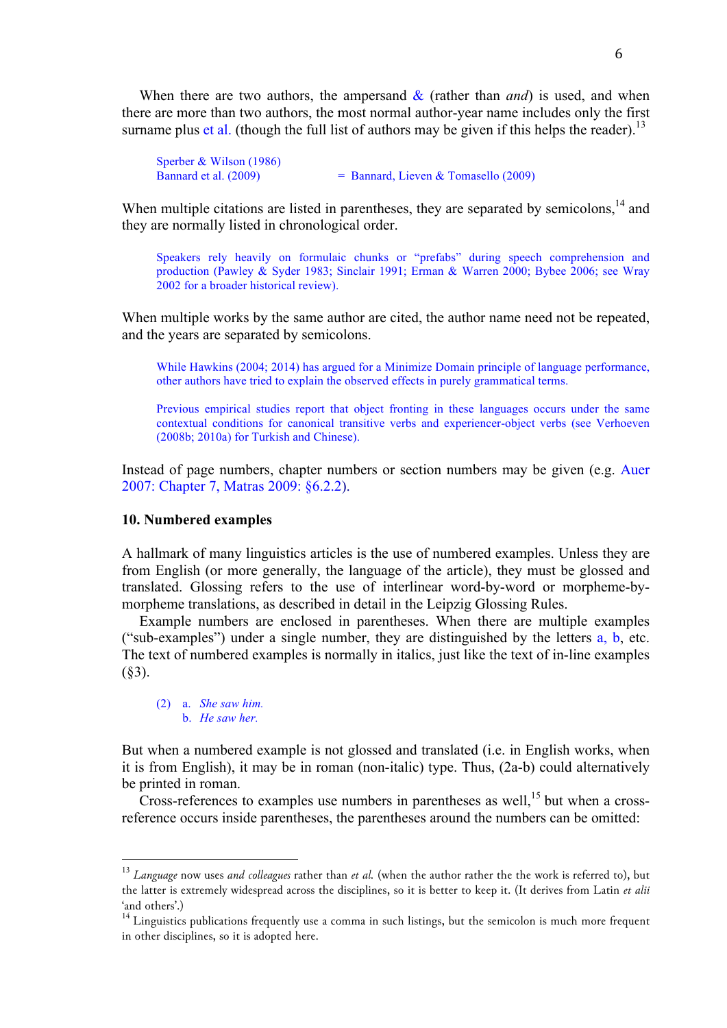When there are two authors, the ampersand & (rather than *and*) is used, and when there are more than two authors, the most normal author-year name includes only the first surname plus et al. (though the full list of authors may be given if this helps the reader).[13]

> Sperber & Wilson (1986)
> Bannard et al. (2009) = Bannard, Lieven & Tomasello (2009)

When multiple citations are listed in parentheses, they are separated by semicolons,[14] and they are normally listed in chronological order.

> Speakers rely heavily on formulaic chunks or "prefabs" during speech comprehension and production (Pawley & Syder 1983; Sinclair 1991; Erman & Warren 2000; Bybee 2006; see Wray 2002 for a broader historical review).

When multiple works by the same author are cited, the author name need not be repeated, and the years are separated by semicolons.

> While Hawkins (2004; 2014) has argued for a Minimize Domain principle of language performance, other authors have tried to explain the observed effects in purely grammatical terms.

> Previous empirical studies report that object fronting in these languages occurs under the same contextual conditions for canonical transitive verbs and experiencer-object verbs (see Verhoeven (2008b; 2010a) for Turkish and Chinese).

Instead of page numbers, chapter numbers or section numbers may be given (e.g. Auer 2007: Chapter 7, Matras 2009: §6.2.2).

## 10. Numbered examples

A hallmark of many linguistics articles is the use of numbered examples. Unless they are from English (or more generally, the language of the article), they must be glossed and translated. Glossing refers to the use of interlinear word-by-word or morpheme-by-morpheme translations, as described in detail in the Leipzig Glossing Rules.

Example numbers are enclosed in parentheses. When there are multiple examples ("sub-examples") under a single number, they are distinguished by the letters a, b, etc. The text of numbered examples is normally in italics, just like the text of in-line examples (§3).

> (2) a. *She saw him.*
>     b. *He saw her.*

But when a numbered example is not glossed and translated (i.e. in English works, when it is from English), it may be in roman (non-italic) type. Thus, (2a-b) could alternatively be printed in roman.

Cross-references to examples use numbers in parentheses as well,[15] but when a cross-reference occurs inside parentheses, the parentheses around the numbers can be omitted:

---

[13] *Language* now uses *and colleagues* rather than *et al.* (when the author rather the the work is referred to), but the latter is extremely widespread across the disciplines, so it is better to keep it. (It derives from Latin *et alii* 'and others'.)

[14] Linguistics publications frequently use a comma in such listings, but the semicolon is much more frequent in other disciplines, so it is adopted here.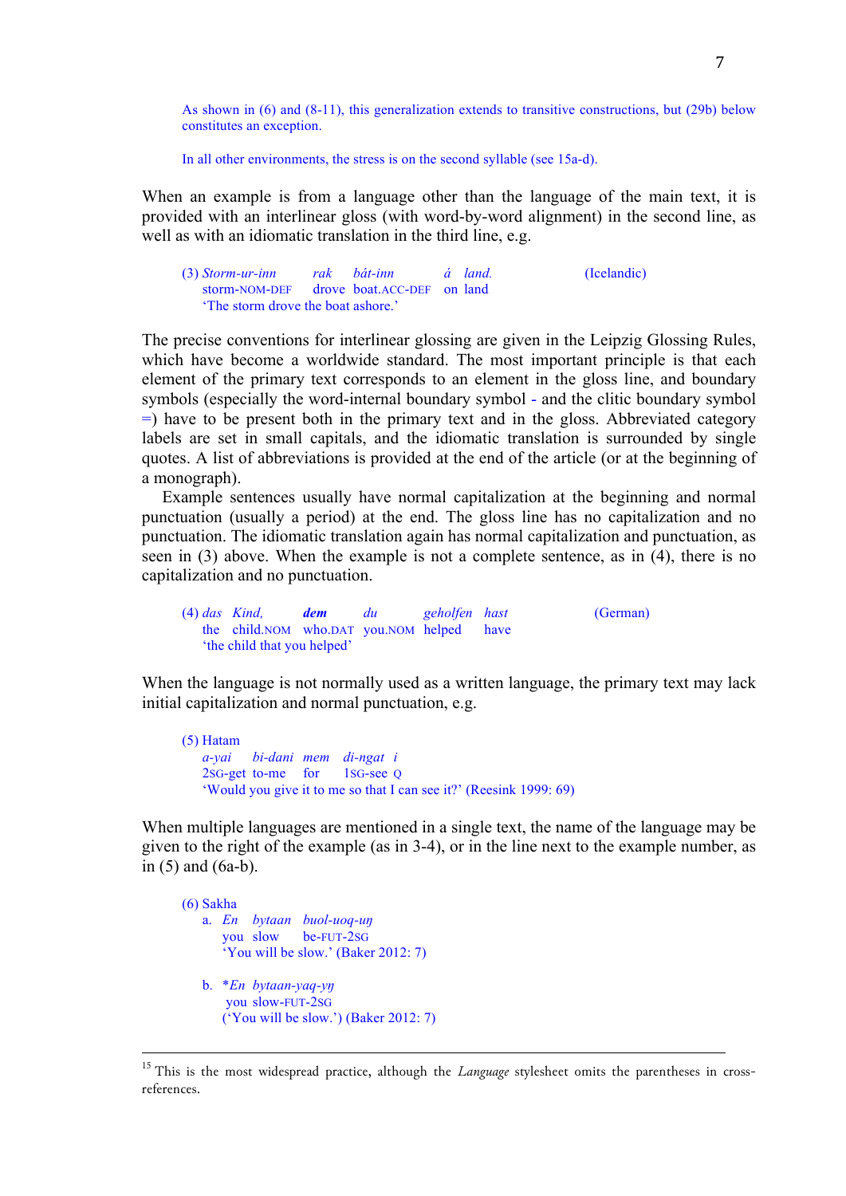As shown in (6) and (8-11), this generalization extends to transitive constructions, but (29b) below constitutes an exception.

In all other environments, the stress is on the second syllable (see 15a-d).

When an example is from a language other than the language of the main text, it is provided with an interlinear gloss (with word-by-word alignment) in the second line, as well as with an idiomatic translation in the third line, e.g.

(3) *Storm-ur-inn* *rak* *bát-inn* *á* *land.* (Icelandic)
storm-NOM-DEF drove boat.ACC-DEF on land
'The storm drove the boat ashore.'

The precise conventions for interlinear glossing are given in the Leipzig Glossing Rules, which have become a worldwide standard. The most important principle is that each element of the primary text corresponds to an element in the gloss line, and boundary symbols (especially the word-internal boundary symbol - and the clitic boundary symbol =) have to be present both in the primary text and in the gloss. Abbreviated category labels are set in small capitals, and the idiomatic translation is surrounded by single quotes. A list of abbreviations is provided at the end of the article (or at the beginning of a monograph).

Example sentences usually have normal capitalization at the beginning and normal punctuation (usually a period) at the end. The gloss line has no capitalization and no punctuation. The idiomatic translation again has normal capitalization and punctuation, as seen in (3) above. When the example is not a complete sentence, as in (4), there is no capitalization and no punctuation.

(4) *das* *Kind,* ***dem*** *du* *geholfen* *hast* (German)
the child.NOM who.DAT you.NOM helped have
'the child that you helped'

When the language is not normally used as a written language, the primary text may lack initial capitalization and normal punctuation, e.g.

(5) Hatam
*a-yai* *bi-dani* *mem* *di-ngat* *i*
2SG-get to-me for 1SG-see Q
'Would you give it to me so that I can see it?' (Reesink 1999: 69)

When multiple languages are mentioned in a single text, the name of the language may be given to the right of the example (as in 3-4), or in the line next to the example number, as in (5) and (6a-b).

(6) Sakha
a. *En* *bytaan* *buol-uoq-uŋ*
you slow be-FUT-2SG
'You will be slow.' (Baker 2012: 7)

b. *\*En* *bytaan-yaq-yŋ*
you slow-FUT-2SG
('You will be slow.') (Baker 2012: 7)

---

[15] This is the most widespread practice, although the *Language* stylesheet omits the parentheses in cross-references.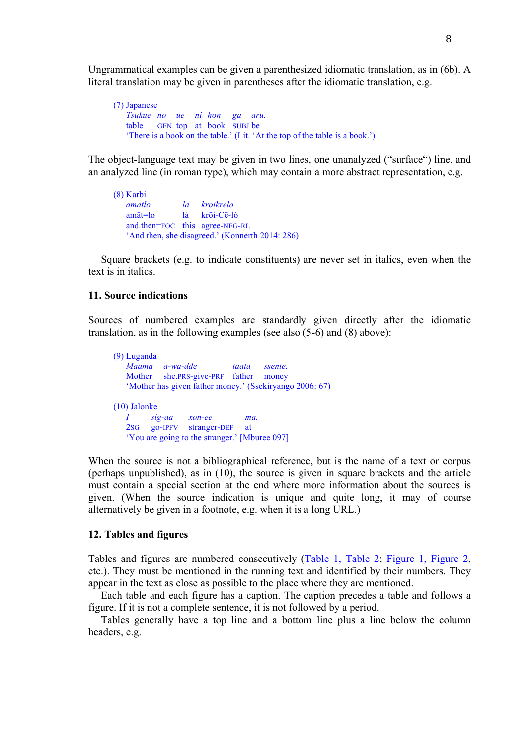Ungrammatical examples can be given a parenthesized idiomatic translation, as in (6b). A literal translation may be given in parentheses after the idiomatic translation, e.g.

(7) Japanese

*Tsukue no ue ni hon ga aru.*
table GEN top at book SUBJ be
'There is a book on the table.' (Lit. 'At the top of the table is a book.')

The object-language text may be given in two lines, one unanalyzed ("surface") line, and an analyzed line (in roman type), which may contain a more abstract representation, e.g.

(8) Karbi

*amatlo la kroikrelo*
amāt=lo là krōi-Cē-lò
and.then=FOC this agree-NEG-RL
'And then, she disagreed.' (Konnerth 2014: 286)

Square brackets (e.g. to indicate constituents) are never set in italics, even when the text is in italics.

### 11. Source indications

Sources of numbered examples are standardly given directly after the idiomatic translation, as in the following examples (see also (5-6) and (8) above):

(9) Luganda

*Maama a-wa-dde taata ssente.*
Mother she.PRS-give-PRF father money
'Mother has given father money.' (Ssekiryango 2006: 67)

(10) Jalonke

*I sig-aa xon-ee ma.*
2SG go-IPFV stranger-DEF at
'You are going to the stranger.' [Mburee 097]

When the source is not a bibliographical reference, but is the name of a text or corpus (perhaps unpublished), as in (10), the source is given in square brackets and the article must contain a special section at the end where more information about the sources is given. (When the source indication is unique and quite long, it may of course alternatively be given in a footnote, e.g. when it is a long URL.)

### 12. Tables and figures

Tables and figures are numbered consecutively (Table 1, Table 2; Figure 1, Figure 2, etc.). They must be mentioned in the running text and identified by their numbers. They appear in the text as close as possible to the place where they are mentioned.

Each table and each figure has a caption. The caption precedes a table and follows a figure. If it is not a complete sentence, it is not followed by a period.

Tables generally have a top line and a bottom line plus a line below the column headers, e.g.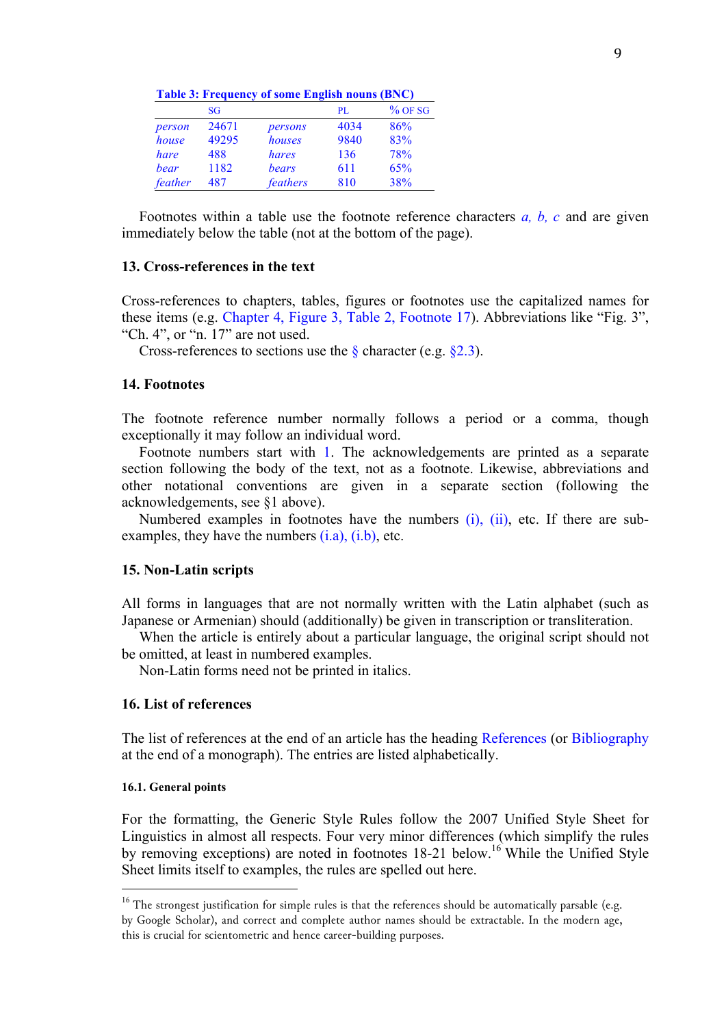**Table 3: Frequency of some English nouns (BNC)**

| | SG | | PL | % OF SG |
|---|---|---|---|---|
| *person* | 24671 | *persons* | 4034 | 86% |
| *house* | 49295 | *houses* | 9840 | 83% |
| *hare* | 488 | *hares* | 136 | 78% |
| *bear* | 1182 | *bears* | 611 | 65% |
| *feather* | 487 | *feathers* | 810 | 38% |

Footnotes within a table use the footnote reference characters *a, b, c* and are given immediately below the table (not at the bottom of the page).

### 13. Cross-references in the text

Cross-references to chapters, tables, figures or footnotes use the capitalized names for these items (e.g. Chapter 4, Figure 3, Table 2, Footnote 17). Abbreviations like "Fig. 3", "Ch. 4", or "n. 17" are not used.

Cross-references to sections use the § character (e.g. §2.3).

### 14. Footnotes

The footnote reference number normally follows a period or a comma, though exceptionally it may follow an individual word.

Footnote numbers start with 1. The acknowledgements are printed as a separate section following the body of the text, not as a footnote. Likewise, abbreviations and other notational conventions are given in a separate section (following the acknowledgements, see §1 above).

Numbered examples in footnotes have the numbers (i), (ii), etc. If there are sub-examples, they have the numbers (i.a), (i.b), etc.

### 15. Non-Latin scripts

All forms in languages that are not normally written with the Latin alphabet (such as Japanese or Armenian) should (additionally) be given in transcription or transliteration.

When the article is entirely about a particular language, the original script should not be omitted, at least in numbered examples.

Non-Latin forms need not be printed in italics.

### 16. List of references

The list of references at the end of an article has the heading References (or Bibliography at the end of a monograph). The entries are listed alphabetically.

#### 16.1. General points

For the formatting, the Generic Style Rules follow the 2007 Unified Style Sheet for Linguistics in almost all respects. Four very minor differences (which simplify the rules by removing exceptions) are noted in footnotes 18-21 below.[16] While the Unified Style Sheet limits itself to examples, the rules are spelled out here.

---

[16] The strongest justification for simple rules is that the references should be automatically parsable (e.g. by Google Scholar), and correct and complete author names should be extractable. In the modern age, this is crucial for scientometric and hence career-building purposes.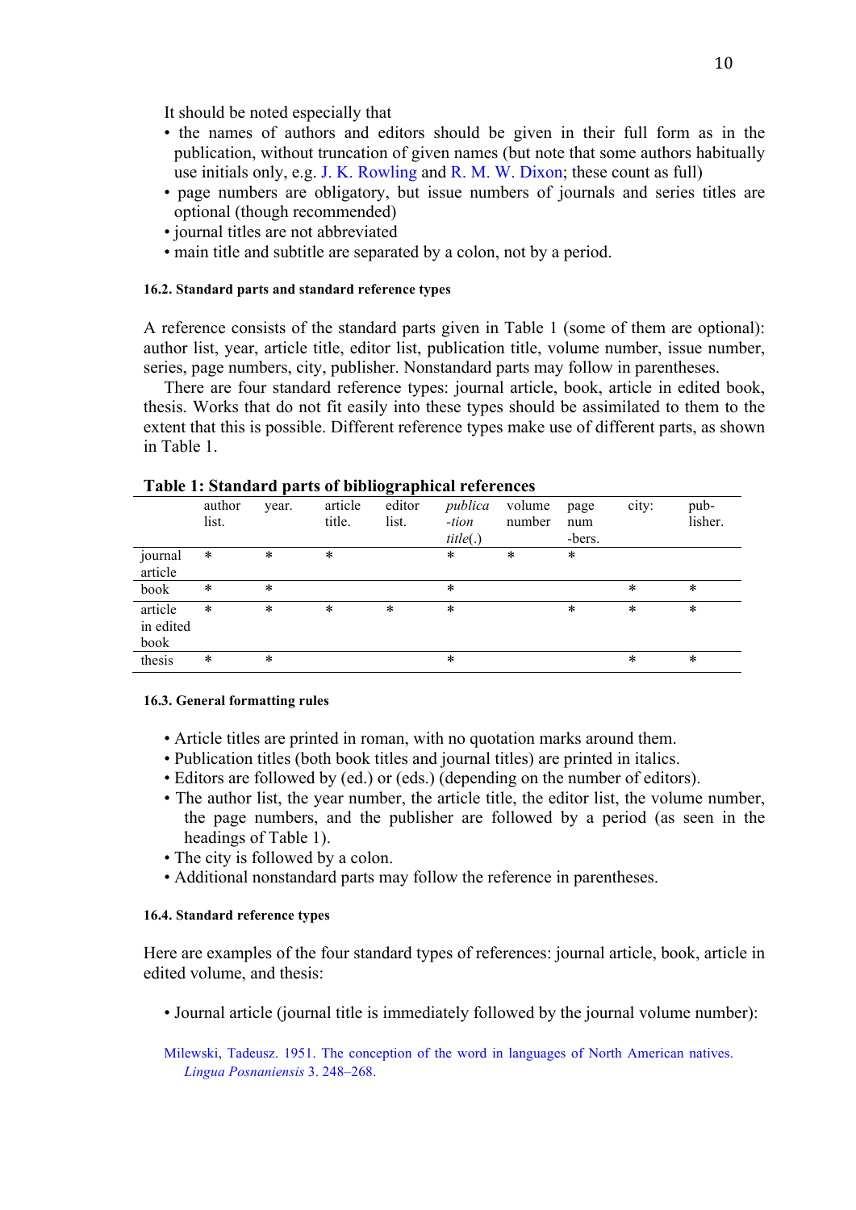It should be noted especially that

- the names of authors and editors should be given in their full form as in the publication, without truncation of given names (but note that some authors habitually use initials only, e.g. J. K. Rowling and R. M. W. Dixon; these count as full)
- page numbers are obligatory, but issue numbers of journals and series titles are optional (though recommended)
- journal titles are not abbreviated
- main title and subtitle are separated by a colon, not by a period.

#### 16.2. Standard parts and standard reference types

A reference consists of the standard parts given in Table 1 (some of them are optional): author list, year, article title, editor list, publication title, volume number, issue number, series, page numbers, city, publisher. Nonstandard parts may follow in parentheses.

There are four standard reference types: journal article, book, article in edited book, thesis. Works that do not fit easily into these types should be assimilated to them to the extent that this is possible. Different reference types make use of different parts, as shown in Table 1.

**Table 1: Standard parts of bibliographical references**

| | author list. | year. | article title. | editor list. | *publication title*(.) | volume number | page numbers. | city: | publisher. |
|---|---|---|---|---|---|---|---|---|---|
| journal article | * | * | * | | * | * | * | | |
| book | * | * | | | * | | | * | * |
| article in edited book | * | * | * | * | * | | * | * | * |
| thesis | * | * | | | * | | | * | * |

#### 16.3. General formatting rules

- Article titles are printed in roman, with no quotation marks around them.
- Publication titles (both book titles and journal titles) are printed in italics.
- Editors are followed by (ed.) or (eds.) (depending on the number of editors).
- The author list, the year number, the article title, the editor list, the volume number, the page numbers, and the publisher are followed by a period (as seen in the headings of Table 1).
- The city is followed by a colon.
- Additional nonstandard parts may follow the reference in parentheses.

#### 16.4. Standard reference types

Here are examples of the four standard types of references: journal article, book, article in edited volume, and thesis:

- Journal article (journal title is immediately followed by the journal volume number):

Milewski, Tadeusz. 1951. The conception of the word in languages of North American natives. *Lingua Posnaniensis* 3. 248–268.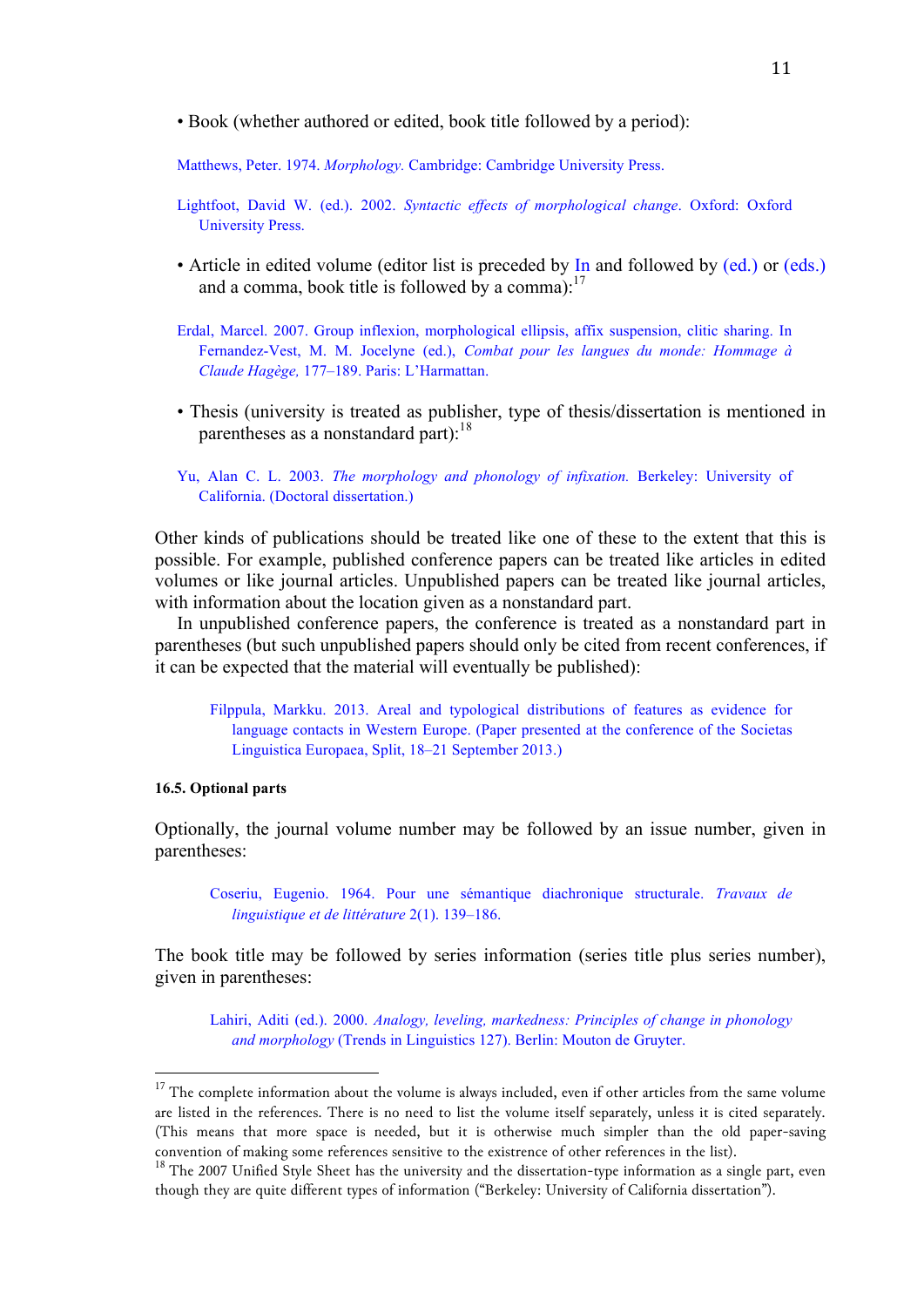• Book (whether authored or edited, book title followed by a period):

Matthews, Peter. 1974. *Morphology.* Cambridge: Cambridge University Press.

Lightfoot, David W. (ed.). 2002. *Syntactic effects of morphological change*. Oxford: Oxford University Press.

• Article in edited volume (editor list is preceded by In and followed by (ed.) or (eds.) and a comma, book title is followed by a comma):[17]

Erdal, Marcel. 2007. Group inflexion, morphological ellipsis, affix suspension, clitic sharing. In Fernandez-Vest, M. M. Jocelyne (ed.), *Combat pour les langues du monde: Hommage à Claude Hagège,* 177–189. Paris: L'Harmattan.

• Thesis (university is treated as publisher, type of thesis/dissertation is mentioned in parentheses as a nonstandard part):[18]

Yu, Alan C. L. 2003. *The morphology and phonology of infixation.* Berkeley: University of California. (Doctoral dissertation.)

Other kinds of publications should be treated like one of these to the extent that this is possible. For example, published conference papers can be treated like articles in edited volumes or like journal articles. Unpublished papers can be treated like journal articles, with information about the location given as a nonstandard part.

In unpublished conference papers, the conference is treated as a nonstandard part in parentheses (but such unpublished papers should only be cited from recent conferences, if it can be expected that the material will eventually be published):

Filppula, Markku. 2013. Areal and typological distributions of features as evidence for language contacts in Western Europe. (Paper presented at the conference of the Societas Linguistica Europaea, Split, 18–21 September 2013.)

#### 16.5. Optional parts

Optionally, the journal volume number may be followed by an issue number, given in parentheses:

Coseriu, Eugenio. 1964. Pour une sémantique diachronique structurale. *Travaux de linguistique et de littérature* 2(1). 139–186.

The book title may be followed by series information (series title plus series number), given in parentheses:

Lahiri, Aditi (ed.). 2000. *Analogy, leveling, markedness: Principles of change in phonology and morphology* (Trends in Linguistics 127). Berlin: Mouton de Gruyter.

---

[17] The complete information about the volume is always included, even if other articles from the same volume are listed in the references. There is no need to list the volume itself separately, unless it is cited separately. (This means that more space is needed, but it is otherwise much simpler than the old paper-saving convention of making some references sensitive to the existrence of other references in the list).

[18] The 2007 Unified Style Sheet has the university and the dissertation-type information as a single part, even though they are quite different types of information ("Berkeley: University of California dissertation").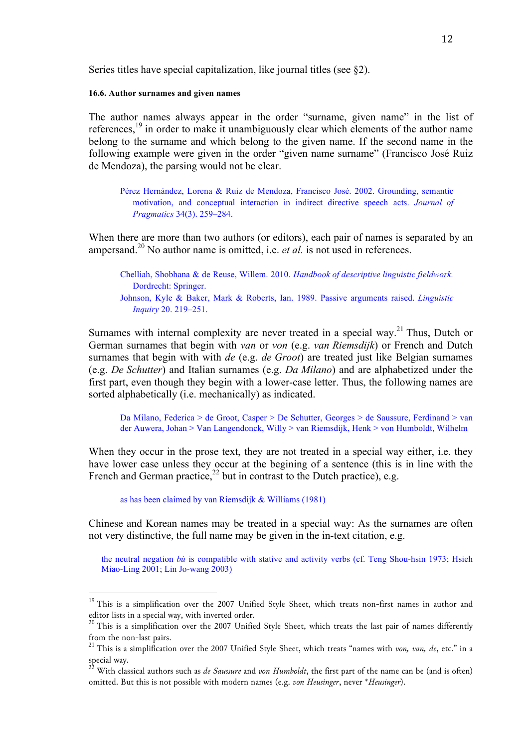Series titles have special capitalization, like journal titles (see §2).

#### 16.6. Author surnames and given names

The author names always appear in the order "surname, given name" in the list of references,[19] in order to make it unambiguously clear which elements of the author name belong to the surname and which belong to the given name. If the second name in the following example were given in the order "given name surname" (Francisco José Ruiz de Mendoza), the parsing would not be clear.

> Pérez Hernández, Lorena & Ruiz de Mendoza, Francisco José. 2002. Grounding, semantic motivation, and conceptual interaction in indirect directive speech acts. *Journal of Pragmatics* 34(3). 259–284.

When there are more than two authors (or editors), each pair of names is separated by an ampersand.[20] No author name is omitted, i.e. *et al.* is not used in references.

> Chelliah, Shobhana & de Reuse, Willem. 2010. *Handbook of descriptive linguistic fieldwork.* Dordrecht: Springer.
>
> Johnson, Kyle & Baker, Mark & Roberts, Ian. 1989. Passive arguments raised. *Linguistic Inquiry* 20. 219–251.

Surnames with internal complexity are never treated in a special way.[21] Thus, Dutch or German surnames that begin with *van* or *von* (e.g. *van Riemsdijk*) or French and Dutch surnames that begin with with *de* (e.g. *de Groot*) are treated just like Belgian surnames (e.g. *De Schutter*) and Italian surnames (e.g. *Da Milano*) and are alphabetized under the first part, even though they begin with a lower-case letter. Thus, the following names are sorted alphabetically (i.e. mechanically) as indicated.

> Da Milano, Federica > de Groot, Casper > De Schutter, Georges > de Saussure, Ferdinand > van der Auwera, Johan > Van Langendonck, Willy > van Riemsdijk, Henk > von Humboldt, Wilhelm

When they occur in the prose text, they are not treated in a special way either, i.e. they have lower case unless they occur at the begining of a sentence (this is in line with the French and German practice,[22] but in contrast to the Dutch practice), e.g.

> as has been claimed by van Riemsdijk & Williams (1981)

Chinese and Korean names may be treated in a special way: As the surnames are often not very distinctive, the full name may be given in the in-text citation, e.g.

> the neutral negation *bù* is compatible with stative and activity verbs (cf. Teng Shou-hsin 1973; Hsieh Miao-Ling 2001; Lin Jo-wang 2003)

---

[19] This is a simplification over the 2007 Unified Style Sheet, which treats non-first names in author and editor lists in a special way, with inverted order.

[20] This is a simplification over the 2007 Unified Style Sheet, which treats the last pair of names differently from the non-last pairs.

[21] This is a simplification over the 2007 Unified Style Sheet, which treats "names with *von, van, de*, etc." in a special way.

[22] With classical authors such as *de Saussure* and *von Humboldt*, the first part of the name can be (and is often) omitted. But this is not possible with modern names (e.g. *von Heusinger*, never *\*Heusinger*).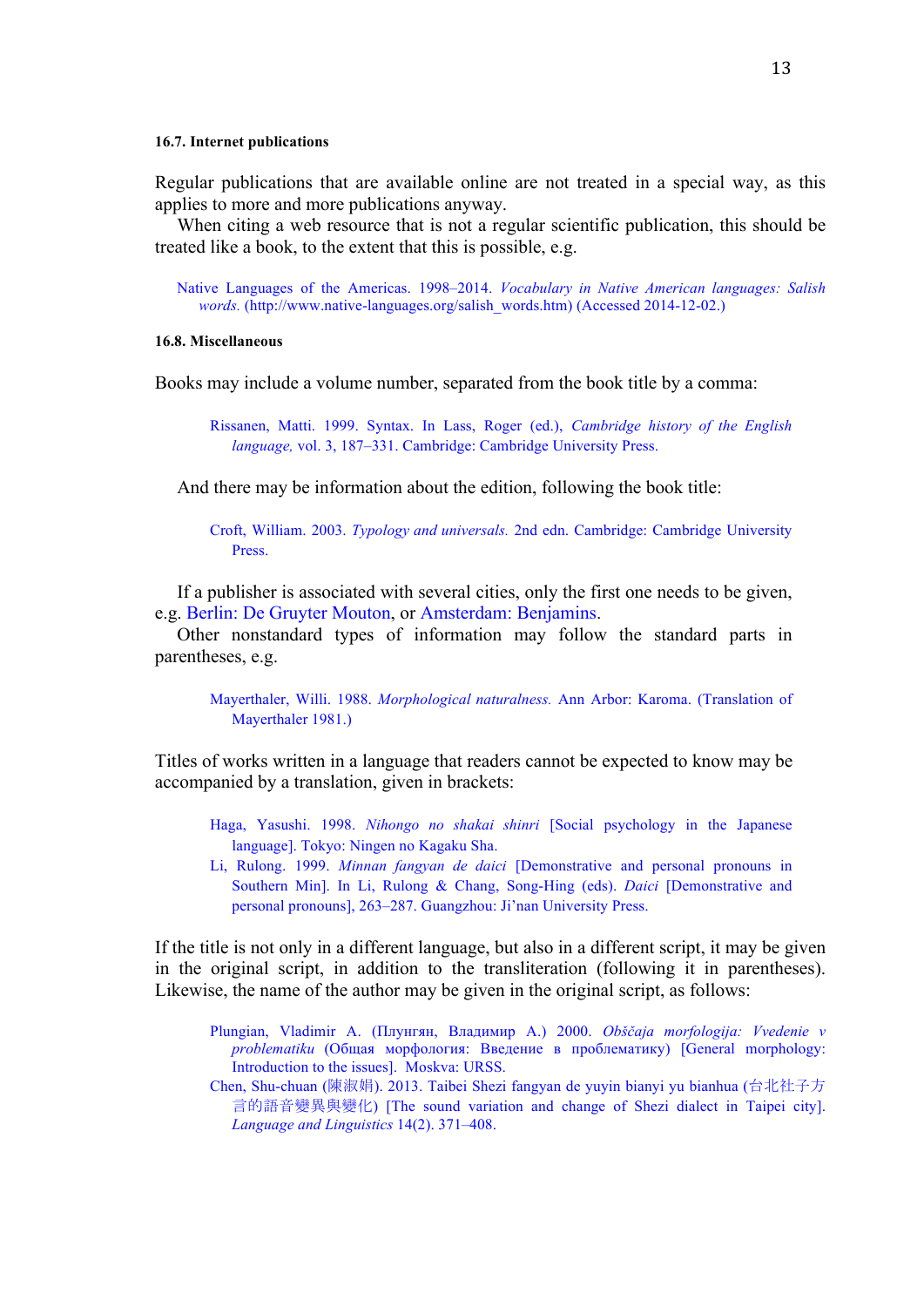#### 16.7. Internet publications

Regular publications that are available online are not treated in a special way, as this applies to more and more publications anyway.

When citing a web resource that is not a regular scientific publication, this should be treated like a book, to the extent that this is possible, e.g.

> Native Languages of the Americas. 1998–2014. *Vocabulary in Native American languages: Salish words.* (http://www.native-languages.org/salish_words.htm) (Accessed 2014-12-02.)

#### 16.8. Miscellaneous

Books may include a volume number, separated from the book title by a comma:

> Rissanen, Matti. 1999. Syntax. In Lass, Roger (ed.), *Cambridge history of the English language,* vol. 3, 187–331. Cambridge: Cambridge University Press.

And there may be information about the edition, following the book title:

> Croft, William. 2003. *Typology and universals.* 2nd edn. Cambridge: Cambridge University Press.

If a publisher is associated with several cities, only the first one needs to be given, e.g. Berlin: De Gruyter Mouton, or Amsterdam: Benjamins.

Other nonstandard types of information may follow the standard parts in parentheses, e.g.

> Mayerthaler, Willi. 1988. *Morphological naturalness.* Ann Arbor: Karoma. (Translation of Mayerthaler 1981.)

Titles of works written in a language that readers cannot be expected to know may be accompanied by a translation, given in brackets:

> Haga, Yasushi. 1998. *Nihongo no shakai shinri* [Social psychology in the Japanese language]. Tokyo: Ningen no Kagaku Sha.
>
> Li, Rulong. 1999. *Minnan fangyan de daici* [Demonstrative and personal pronouns in Southern Min]. In Li, Rulong & Chang, Song-Hing (eds). *Daici* [Demonstrative and personal pronouns], 263–287. Guangzhou: Ji'nan University Press.

If the title is not only in a different language, but also in a different script, it may be given in the original script, in addition to the transliteration (following it in parentheses). Likewise, the name of the author may be given in the original script, as follows:

> Plungian, Vladimir A. (Плунгян, Владимир А.) 2000. *Obščaja morfologija: Vvedenie v problematiku* (Общая морфология: Введение в проблематику) [General morphology: Introduction to the issues]. Moskva: URSS.
>
> Chen, Shu-chuan (陳淑娟). 2013. Taibei Shezi fangyan de yuyin bianyi yu bianhua (台北社子方言的語音變異與變化) [The sound variation and change of Shezi dialect in Taipei city]. *Language and Linguistics* 14(2). 371–408.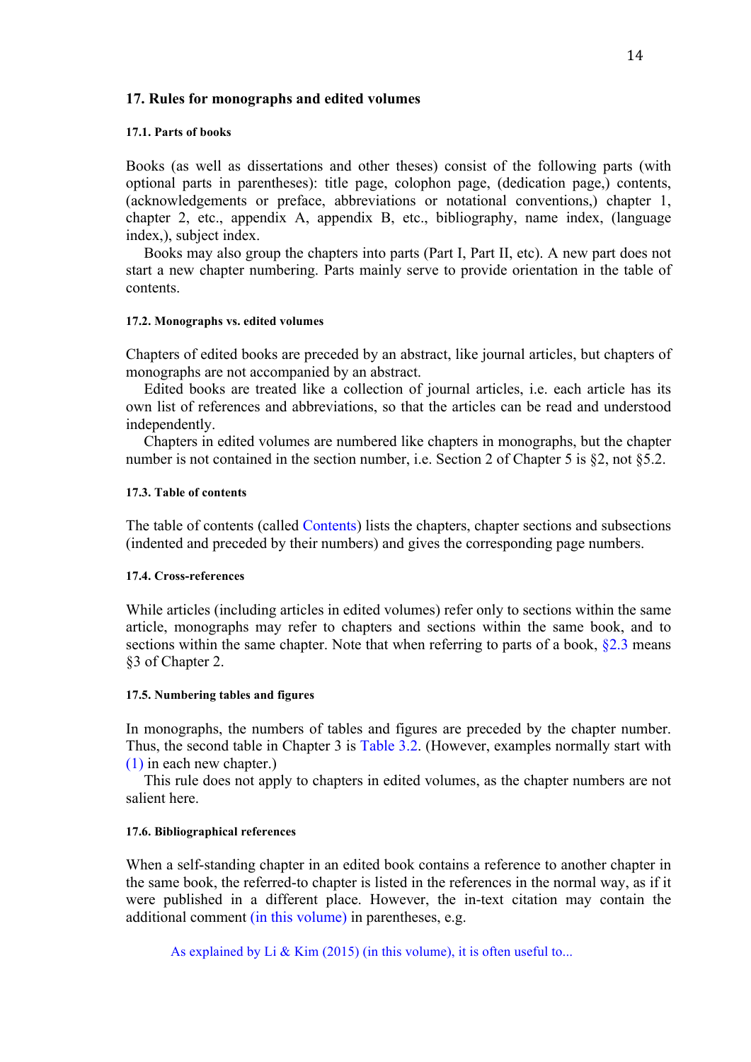## 17. Rules for monographs and edited volumes

### 17.1. Parts of books

Books (as well as dissertations and other theses) consist of the following parts (with optional parts in parentheses): title page, colophon page, (dedication page,) contents, (acknowledgements or preface, abbreviations or notational conventions,) chapter 1, chapter 2, etc., appendix A, appendix B, etc., bibliography, name index, (language index,), subject index.

Books may also group the chapters into parts (Part I, Part II, etc). A new part does not start a new chapter numbering. Parts mainly serve to provide orientation in the table of contents.

### 17.2. Monographs vs. edited volumes

Chapters of edited books are preceded by an abstract, like journal articles, but chapters of monographs are not accompanied by an abstract.

Edited books are treated like a collection of journal articles, i.e. each article has its own list of references and abbreviations, so that the articles can be read and understood independently.

Chapters in edited volumes are numbered like chapters in monographs, but the chapter number is not contained in the section number, i.e. Section 2 of Chapter 5 is §2, not §5.2.

### 17.3. Table of contents

The table of contents (called Contents) lists the chapters, chapter sections and subsections (indented and preceded by their numbers) and gives the corresponding page numbers.

### 17.4. Cross-references

While articles (including articles in edited volumes) refer only to sections within the same article, monographs may refer to chapters and sections within the same book, and to sections within the same chapter. Note that when referring to parts of a book, §2.3 means §3 of Chapter 2.

### 17.5. Numbering tables and figures

In monographs, the numbers of tables and figures are preceded by the chapter number. Thus, the second table in Chapter 3 is Table 3.2. (However, examples normally start with (1) in each new chapter.)

This rule does not apply to chapters in edited volumes, as the chapter numbers are not salient here.

### 17.6. Bibliographical references

When a self-standing chapter in an edited book contains a reference to another chapter in the same book, the referred-to chapter is listed in the references in the normal way, as if it were published in a different place. However, the in-text citation may contain the additional comment (in this volume) in parentheses, e.g.

> As explained by Li & Kim (2015) (in this volume), it is often useful to...